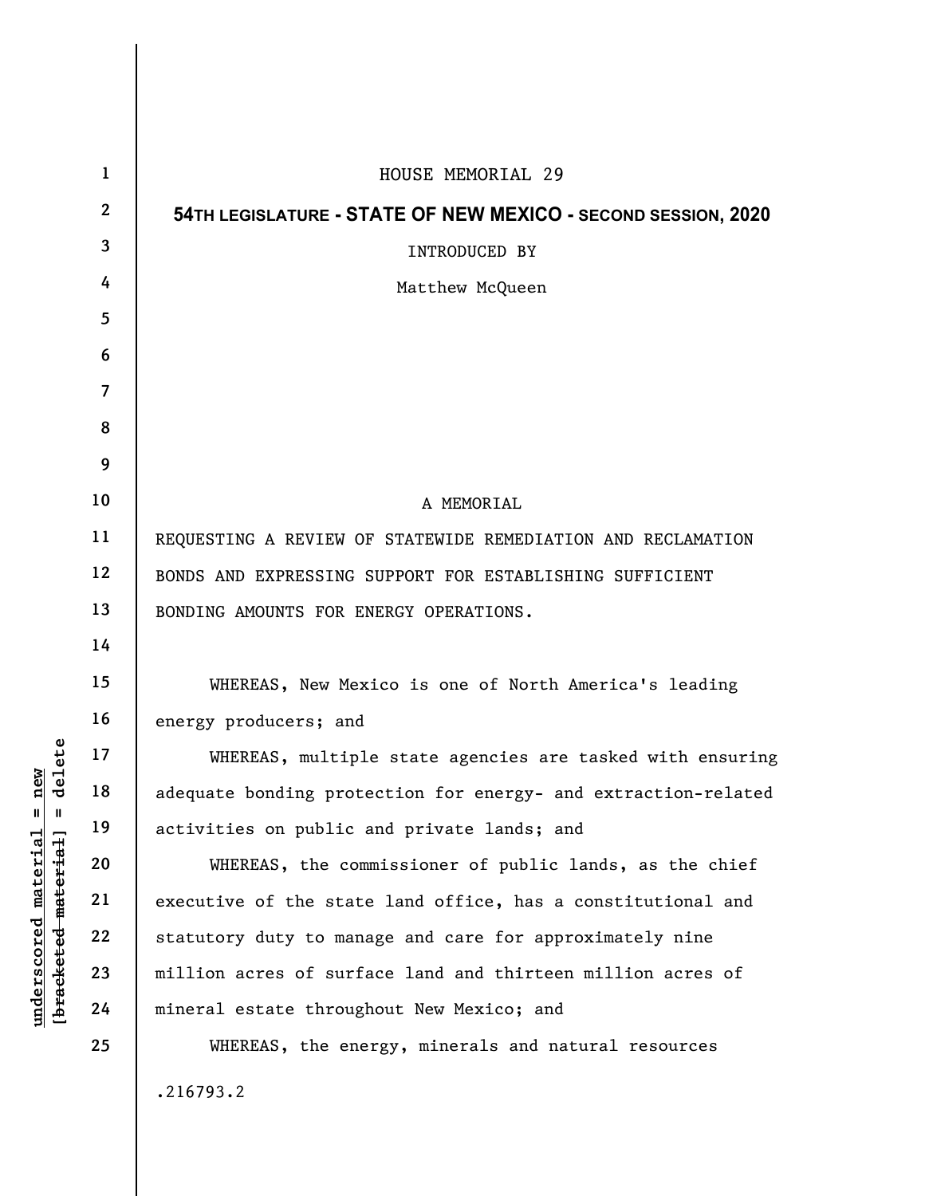HOUSE MEMORIAL 29

**54TH LEGISLATURE - STATE OF NEW MEXICO - SECOND SESSION, 2020**

INTRODUCED BY

Matthew McQueen

A MEMORIAL

REQUESTING A REVIEW OF STATEWIDE REMEDIATION AND RECLAMATION BONDS AND EXPRESSING SUPPORT FOR ESTABLISHING SUFFICIENT BONDING AMOUNTS FOR ENERGY OPERATIONS.

WHEREAS, New Mexico is one of North America's leading energy producers; and

WHEREAS, multiple state agencies are tasked with ensuring adequate bonding protection for energy- and extraction-related activities on public and private lands; and

WHEREAS, the commissioner of public lands, as the chief executive of the state land office, has a constitutional and statutory duty to manage and care for approximately nine million acres of surface land and thirteen million acres of mineral estate throughout New Mexico; and

WHEREAS, the energy, minerals and natural resources

.216793.2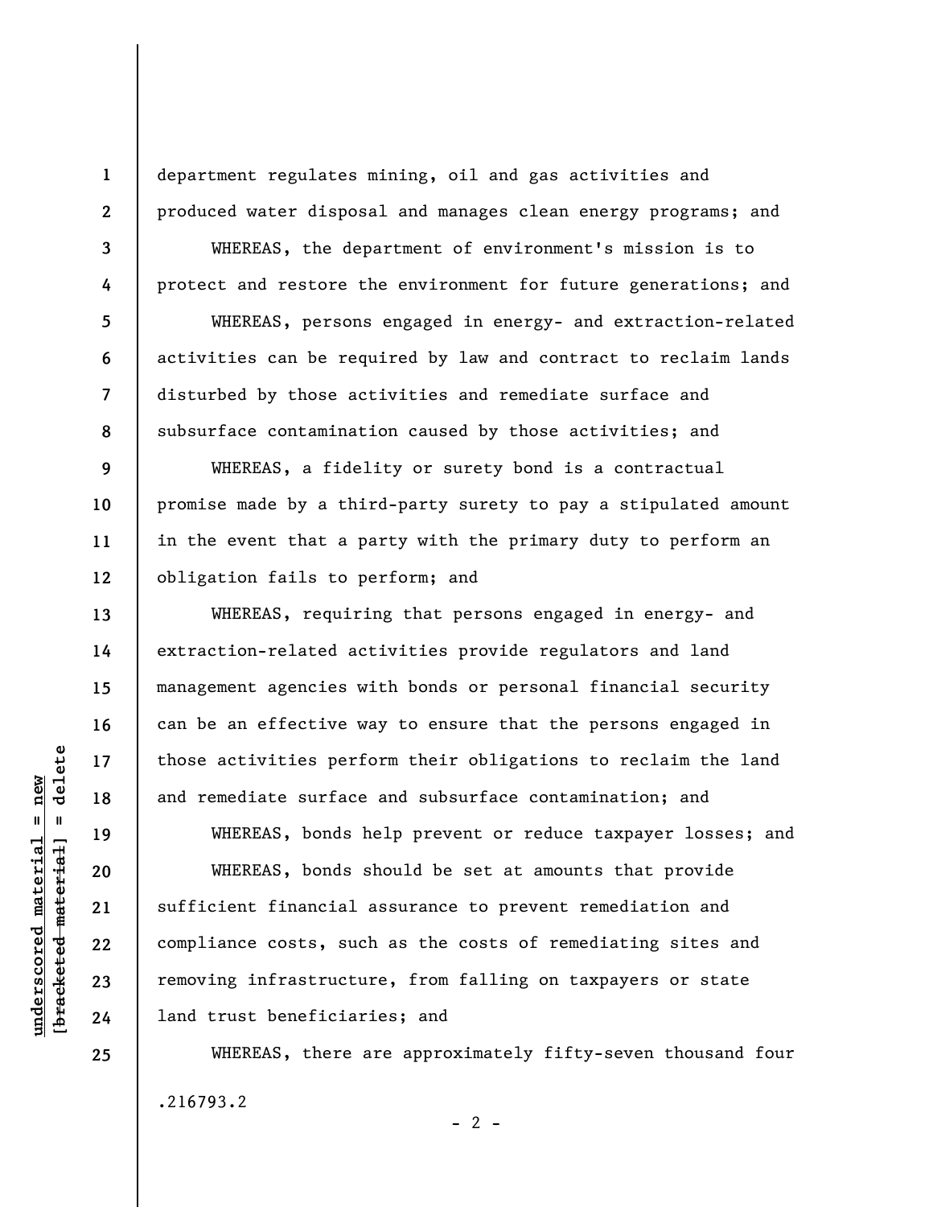department regulates mining, oil and gas activities and produced water disposal and manages clean energy programs; and

WHEREAS, the department of environment's mission is to protect and restore the environment for future generations; and

WHEREAS, persons engaged in energy- and extraction-related activities can be required by law and contract to reclaim lands disturbed by those activities and remediate surface and subsurface contamination caused by those activities; and

WHEREAS, a fidelity or surety bond is a contractual promise made by a third-party surety to pay a stipulated amount in the event that a party with the primary duty to perform an obligation fails to perform; and

WHEREAS, requiring that persons engaged in energy- and extraction-related activities provide regulators and land management agencies with bonds or personal financial security can be an effective way to ensure that the persons engaged in those activities perform their obligations to reclaim the land and remediate surface and subsurface contamination; and

WHEREAS, bonds help prevent or reduce taxpayer losses; and

WHEREAS, bonds should be set at amounts that provide sufficient financial assurance to prevent remediation and compliance costs, such as the costs of remediating sites and removing infrastructure, from falling on taxpayers or state land trust beneficiaries; and

WHEREAS, there are approximately fifty-seven thousand four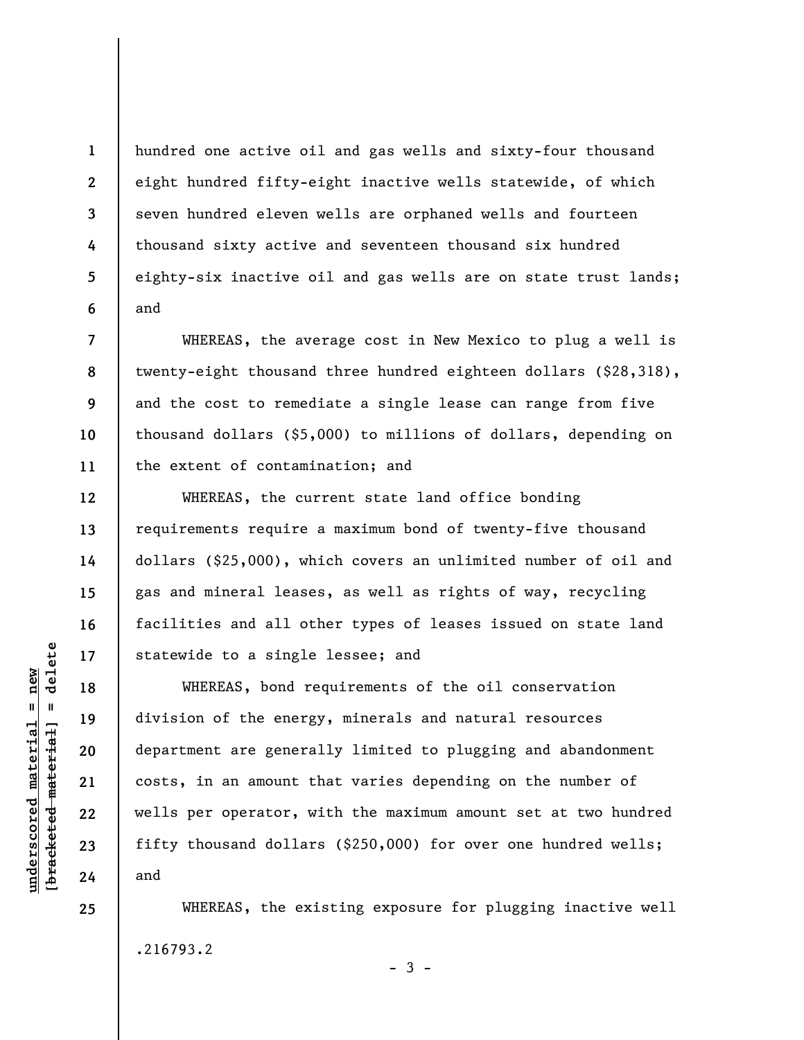hundred one active oil and gas wells and sixty-four thousand eight hundred fifty-eight inactive wells statewide, of which seven hundred eleven wells are orphaned wells and fourteen thousand sixty active and seventeen thousand six hundred eighty-six inactive oil and gas wells are on state trust lands; and

WHEREAS, the average cost in New Mexico to plug a well is twenty-eight thousand three hundred eighteen dollars ($28,318), and the cost to remediate a single lease can range from five thousand dollars ($5,000) to millions of dollars, depending on the extent of contamination; and

WHEREAS, the current state land office bonding requirements require a maximum bond of twenty-five thousand dollars ($25,000), which covers an unlimited number of oil and gas and mineral leases, as well as rights of way, recycling facilities and all other types of leases issued on state land statewide to a single lessee; and

WHEREAS, bond requirements of the oil conservation division of the energy, minerals and natural resources department are generally limited to plugging and abandonment costs, in an amount that varies depending on the number of wells per operator, with the maximum amount set at two hundred fifty thousand dollars ($250,000) for over one hundred wells; and

WHEREAS, the existing exposure for plugging inactive well

.216793.2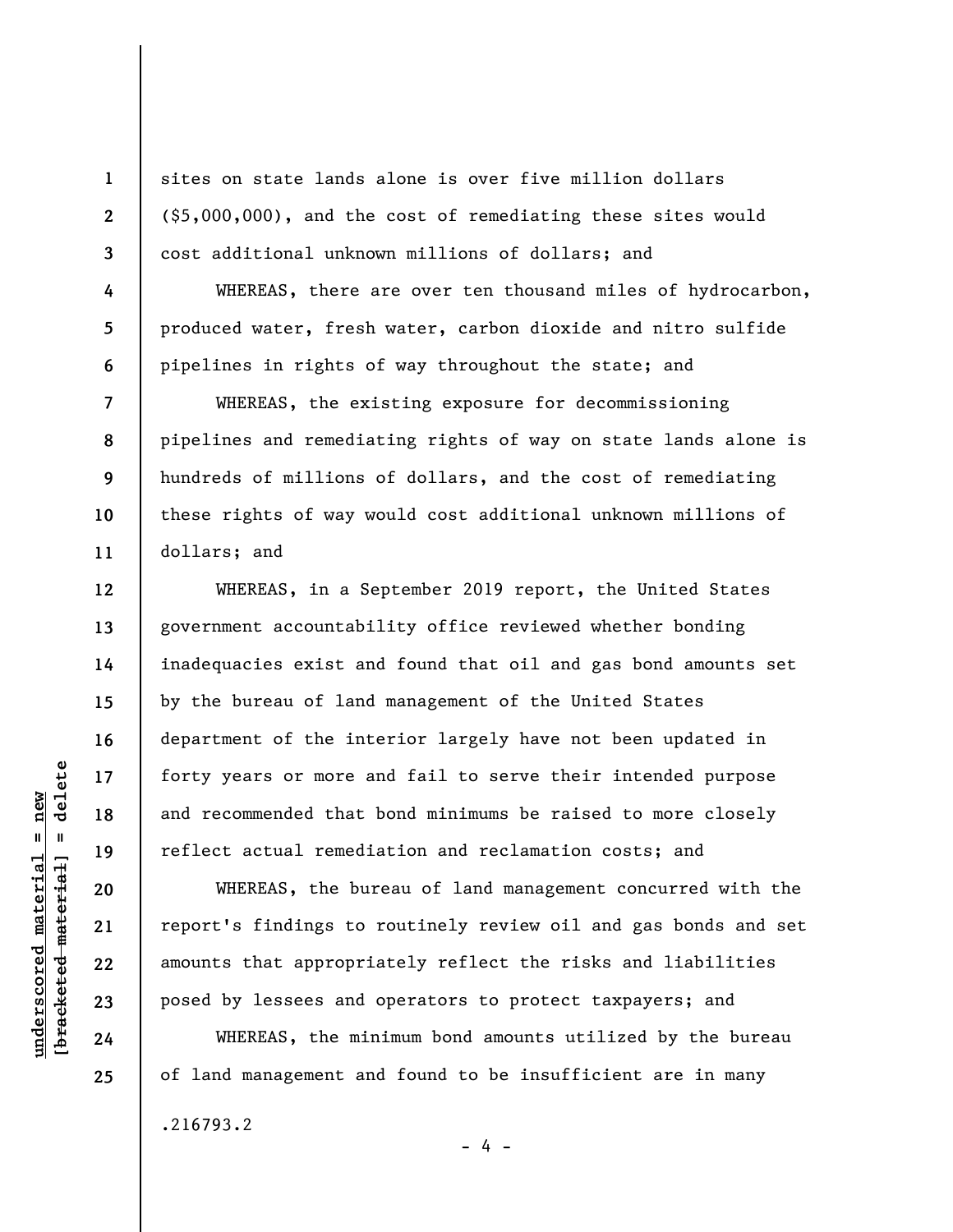sites on state lands alone is over five million dollars ($5,000,000), and the cost of remediating these sites would cost additional unknown millions of dollars; and

WHEREAS, there are over ten thousand miles of hydrocarbon, produced water, fresh water, carbon dioxide and nitro sulfide pipelines in rights of way throughout the state; and

WHEREAS, the existing exposure for decommissioning pipelines and remediating rights of way on state lands alone is hundreds of millions of dollars, and the cost of remediating these rights of way would cost additional unknown millions of dollars; and

WHEREAS, in a September 2019 report, the United States government accountability office reviewed whether bonding inadequacies exist and found that oil and gas bond amounts set by the bureau of land management of the United States department of the interior largely have not been updated in forty years or more and fail to serve their intended purpose and recommended that bond minimums be raised to more closely reflect actual remediation and reclamation costs; and

WHEREAS, the bureau of land management concurred with the report's findings to routinely review oil and gas bonds and set amounts that appropriately reflect the risks and liabilities posed by lessees and operators to protect taxpayers; and

WHEREAS, the minimum bond amounts utilized by the bureau of land management and found to be insufficient are in many

.216793.2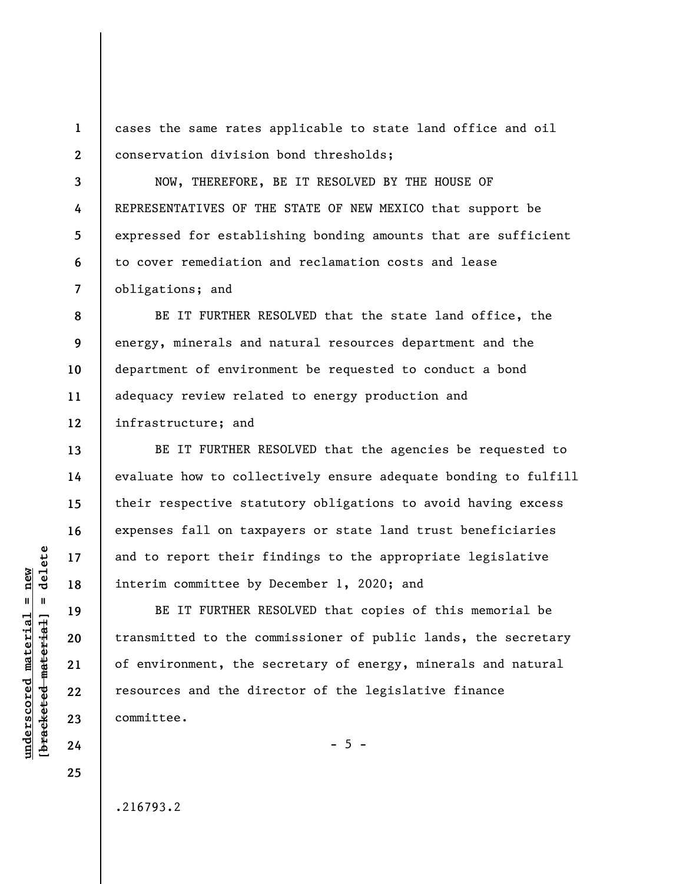cases the same rates applicable to state land office and oil conservation division bond thresholds;

NOW, THEREFORE, BE IT RESOLVED BY THE HOUSE OF REPRESENTATIVES OF THE STATE OF NEW MEXICO that support be expressed for establishing bonding amounts that are sufficient to cover remediation and reclamation costs and lease obligations; and

BE IT FURTHER RESOLVED that the state land office, the energy, minerals and natural resources department and the department of environment be requested to conduct a bond adequacy review related to energy production and infrastructure; and

BE IT FURTHER RESOLVED that the agencies be requested to evaluate how to collectively ensure adequate bonding to fulfill their respective statutory obligations to avoid having excess expenses fall on taxpayers or state land trust beneficiaries and to report their findings to the appropriate legislative interim committee by December 1, 2020; and

BE IT FURTHER RESOLVED that copies of this memorial be transmitted to the commissioner of public lands, the secretary of environment, the secretary of energy, minerals and natural resources and the director of the legislative finance committee.

.216793.2